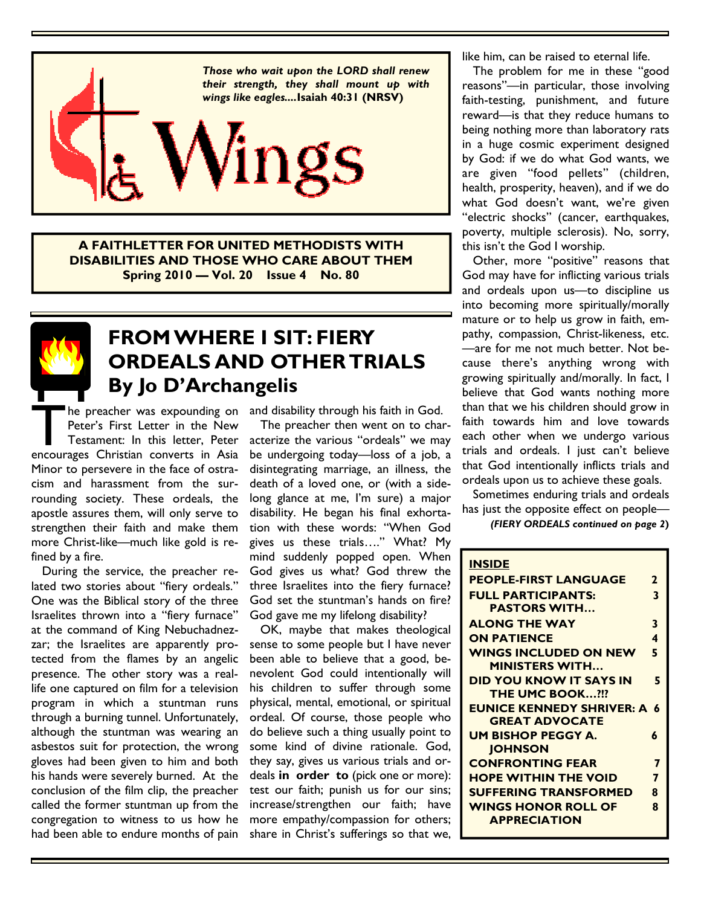*Those who wait upon the LORD shall renew their strength, they shall mount up with wings like eagles....***Isaiah 40:31 (NRSV)**

# Wings

**A FAITHLETTER FOR UNITED METHODISTS WITH DISABILITIES AND THOSE WHO CARE ABOUT THEM**
**Spring 2010 — Vol. 20 Issue 4 No. 80**

## FROM WHERE I SIT: FIERY ORDEALS AND OTHER TRIALS
### By Jo D'Archangelis

The preacher was expounding on Peter's First Letter in the New Testament: In this letter, Peter encourages Christian converts in Asia Minor to persevere in the face of ostracism and harassment from the surrounding society. These ordeals, the apostle assures them, will only serve to strengthen their faith and make them more Christ-like—much like gold is refined by a fire.

During the service, the preacher related two stories about "fiery ordeals." One was the Biblical story of the three Israelites thrown into a "fiery furnace" at the command of King Nebuchadnezzar; the Israelites are apparently protected from the flames by an angelic presence. The other story was a real-life one captured on film for a television program in which a stuntman runs through a burning tunnel. Unfortunately, although the stuntman was wearing an asbestos suit for protection, the wrong gloves had been given to him and both his hands were severely burned. At the conclusion of the film clip, the preacher called the former stuntman up from the congregation to witness to us how he had been able to endure months of pain and disability through his faith in God.

The preacher then went on to characterize the various "ordeals" we may be undergoing today—loss of a job, a disintegrating marriage, an illness, the death of a loved one, or (with a sidelong glance at me, I'm sure) a major disability. He began his final exhortation with these words: "When God gives us these trials…." What? My mind suddenly popped open. When God gives us what? God threw the three Israelites into the fiery furnace? God set the stuntman's hands on fire? God gave me my lifelong disability?

OK, maybe that makes theological sense to some people but I have never been able to believe that a good, benevolent God could intentionally will his children to suffer through some physical, mental, emotional, or spiritual ordeal. Of course, those people who do believe such a thing usually point to some kind of divine rationale. God, they say, gives us various trials and ordeals **in order to** (pick one or more): test our faith; punish us for our sins; increase/strengthen our faith; have more empathy/compassion for others; share in Christ's sufferings so that we, like him, can be raised to eternal life.

The problem for me in these "good reasons"—in particular, those involving faith-testing, punishment, and future reward—is that they reduce humans to being nothing more than laboratory rats in a huge cosmic experiment designed by God: if we do what God wants, we are given "food pellets" (children, health, prosperity, heaven), and if we do what God doesn't want, we're given "electric shocks" (cancer, earthquakes, poverty, multiple sclerosis). No, sorry, this isn't the God I worship.

Other, more "positive" reasons that God may have for inflicting various trials and ordeals upon us—to discipline us into becoming more spiritually/morally mature or to help us grow in faith, empathy, compassion, Christ-likeness, etc.—are for me not much better. Not because there's anything wrong with growing spiritually and/morally. In fact, I believe that God wants nothing more than that we his children should grow in faith towards him and love towards each other when we undergo various trials and ordeals. I just can't believe that God intentionally inflicts trials and ordeals upon us to achieve these goals.

Sometimes enduring trials and ordeals has just the opposite effect on people—

*(FIERY ORDEALS continued on page 2)*

**INSIDE**

| | |
|---|---|
| PEOPLE-FIRST LANGUAGE | 2 |
| FULL PARTICIPANTS: PASTORS WITH… | 3 |
| ALONG THE WAY | 3 |
| ON PATIENCE | 4 |
| WINGS INCLUDED ON NEW MINISTERS WITH… | 5 |
| DID YOU KNOW IT SAYS IN THE UMC BOOK…?!? | 5 |
| EUNICE KENNEDY SHRIVER: A GREAT ADVOCATE | 6 |
| UM BISHOP PEGGY A. JOHNSON | 6 |
| CONFRONTING FEAR | 7 |
| HOPE WITHIN THE VOID | 7 |
| SUFFERING TRANSFORMED | 8 |
| WINGS HONOR ROLL OF APPRECIATION | 8 |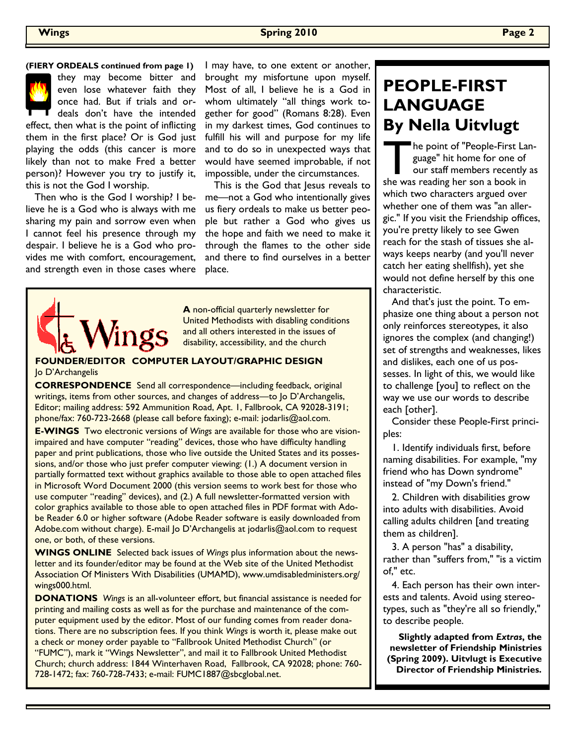**(FIERY ORDEALS continued from page 1)**

they may become bitter and even lose whatever faith they once had. But if trials and ordeals don't have the intended effect, then what is the point of inflicting them in the first place? Or is God just playing the odds (this cancer is more likely than not to make Fred a better person)? However you try to justify it, this is not the God I worship.

Then who is the God I worship? I believe he is a God who is always with me sharing my pain and sorrow even when I cannot feel his presence through my despair. I believe he is a God who provides me with comfort, encouragement, and strength even in those cases where I may have, to one extent or another, brought my misfortune upon myself. Most of all, I believe he is a God in whom ultimately "all things work together for good" (Romans 8:28). Even in my darkest times, God continues to fulfill his will and purpose for my life and to do so in unexpected ways that would have seemed improbable, if not impossible, under the circumstances.

This is the God that Jesus reveals to me—not a God who intentionally gives us fiery ordeals to make us better people but rather a God who gives us the hope and faith we need to make it through the flames to the other side and there to find ourselves in a better place.

---

Wings

**A** non-official quarterly newsletter for United Methodists with disabling conditions and all others interested in the issues of disability, accessibility, and the church

**FOUNDER/EDITOR COMPUTER LAYOUT/GRAPHIC DESIGN**
Jo D'Archangelis

**CORRESPONDENCE** Send all correspondence—including feedback, original writings, items from other sources, and changes of address—to Jo D'Archangelis, Editor; mailing address: 592 Ammunition Road, Apt. 1, Fallbrook, CA 92028-3191; phone/fax: 760-723-2668 (please call before faxing); e-mail: jodarlis@aol.com.

**E-WINGS** Two electronic versions of *Wings* are available for those who are vision-impaired and have computer "reading" devices, those who have difficulty handling paper and print publications, those who live outside the United States and its possessions, and/or those who just prefer computer viewing: (1.) A document version in partially formatted text without graphics available to those able to open attached files in Microsoft Word Document 2000 (this version seems to work best for those who use computer "reading" devices), and (2.) A full newsletter-formatted version with color graphics available to those able to open attached files in PDF format with Adobe Reader 6.0 or higher software (Adobe Reader software is easily downloaded from Adobe.com without charge). E-mail Jo D'Archangelis at jodarlis@aol.com to request one, or both, of these versions.

**WINGS ONLINE** Selected back issues of *Wings* plus information about the newsletter and its founder/editor may be found at the Web site of the United Methodist Association Of Ministers With Disabilities (UMAMD), www.umdisabledministers.org/wings000.html.

**DONATIONS** *Wings* is an all-volunteer effort, but financial assistance is needed for printing and mailing costs as well as for the purchase and maintenance of the computer equipment used by the editor. Most of our funding comes from reader donations. There are no subscription fees. If you think *Wings* is worth it, please make out a check or money order payable to "Fallbrook United Methodist Church" (or "FUMC"), mark it "Wings Newsletter", and mail it to Fallbrook United Methodist Church; church address: 1844 Winterhaven Road, Fallbrook, CA 92028; phone: 760-728-1472; fax: 760-728-7433; e-mail: FUMC1887@sbcglobal.net.

---

# PEOPLE-FIRST LANGUAGE By Nella Uitvlugt

The point of "People-First Language" hit home for one of our staff members recently as she was reading her son a book in which two characters argued over whether one of them was "an allergic." If you visit the Friendship offices, you're pretty likely to see Gwen reach for the stash of tissues she always keeps nearby (and you'll never catch her eating shellfish), yet she would not define herself by this one characteristic.

And that's just the point. To emphasize one thing about a person not only reinforces stereotypes, it also ignores the complex (and changing!) set of strengths and weaknesses, likes and dislikes, each one of us possesses. In light of this, we would like to challenge [you] to reflect on the way we use our words to describe each [other].

Consider these People-First principles:

1. Identify individuals first, before naming disabilities. For example, "my friend who has Down syndrome" instead of "my Down's friend."

2. Children with disabilities grow into adults with disabilities. Avoid calling adults children [and treating them as children].

3. A person "has" a disability, rather than "suffers from," "is a victim of," etc.

4. Each person has their own interests and talents. Avoid using stereotypes, such as "they're all so friendly," to describe people.

**Slightly adapted from *Extras*, the newsletter of Friendship Ministries (Spring 2009). Uitvlugt is Executive Director of Friendship Ministries.**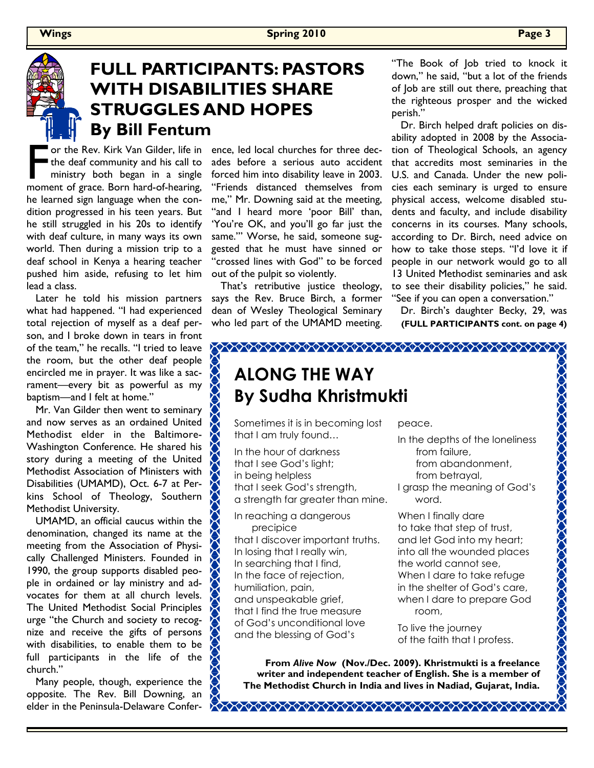# FULL PARTICIPANTS: PASTORS WITH DISABILITIES SHARE STRUGGLES AND HOPES

## By Bill Fentum

For the Rev. Kirk Van Gilder, life in the deaf community and his call to ministry both began in a single moment of grace. Born hard-of-hearing, he learned sign language when the condition progressed in his teen years. But he still struggled in his 20s to identify with deaf culture, in many ways its own world. Then during a mission trip to a deaf school in Kenya a hearing teacher pushed him aside, refusing to let him lead a class.

Later he told his mission partners what had happened. "I had experienced total rejection of myself as a deaf person, and I broke down in tears in front of the team," he recalls. "I tried to leave the room, but the other deaf people encircled me in prayer. It was like a sacrament—every bit as powerful as my baptism—and I felt at home."

Mr. Van Gilder then went to seminary and now serves as an ordained United Methodist elder in the Baltimore-Washington Conference. He shared his story during a meeting of the United Methodist Association of Ministers with Disabilities (UMAMD), Oct. 6-7 at Perkins School of Theology, Southern Methodist University.

UMAMD, an official caucus within the denomination, changed its name at the meeting from the Association of Physically Challenged Ministers. Founded in 1990, the group supports disabled people in ordained or lay ministry and advocates for them at all church levels. The United Methodist Social Principles urge "the Church and society to recognize and receive the gifts of persons with disabilities, to enable them to be full participants in the life of the church."

Many people, though, experience the opposite. The Rev. Bill Downing, an elder in the Peninsula-Delaware Conference, led local churches for three decades before a serious auto accident forced him into disability leave in 2003. "Friends distanced themselves from me," Mr. Downing said at the meeting, "and I heard more 'poor Bill' than, 'You're OK, and you'll go far just the same.'" Worse, he said, someone suggested that he must have sinned or "crossed lines with God" to be forced out of the pulpit so violently.

That's retributive justice theology, says the Rev. Bruce Birch, a former dean of Wesley Theological Seminary who led part of the UMAMD meeting. "The Book of Job tried to knock it down," he said, "but a lot of the friends of Job are still out there, preaching that the righteous prosper and the wicked perish."

Dr. Birch helped draft policies on disability adopted in 2008 by the Association of Theological Schools, an agency that accredits most seminaries in the U.S. and Canada. Under the new policies each seminary is urged to ensure physical access, welcome disabled students and faculty, and include disability concerns in its courses. Many schools, according to Dr. Birch, need advice on how to take those steps. "I'd love it if people in our network would go to all 13 United Methodist seminaries and ask to see their disability policies," he said. "See if you can open a conversation."

Dr. Birch's daughter Becky, 29, was

**(FULL PARTICIPANTS cont. on page 4)**

# ALONG THE WAY

## By Sudha Khristmukti

Sometimes it is in becoming lost
that I am truly found…

In the hour of darkness
that I see God's light;
in being helpless
that I seek God's strength,
a strength far greater than mine.

In reaching a dangerous
precipice
that I discover important truths.
In losing that I really win,
In searching that I find,
In the face of rejection,
humiliation, pain,
and unspeakable grief,
that I find the true measure
of God's unconditional love
and the blessing of God's
peace.

In the depths of the loneliness
from failure,
from abandonment,
from betrayal,
I grasp the meaning of God's
word.

When I finally dare
to take that step of trust,
and let God into my heart;
into all the wounded places
the world cannot see,
When I dare to take refuge
in the shelter of God's care,
when I dare to prepare God
room,

To live the journey
of the faith that I profess.

**From *Alive Now* (Nov./Dec. 2009). Khristmukti is a freelance writer and independent teacher of English. She is a member of The Methodist Church in India and lives in Nadiad, Gujarat, India.**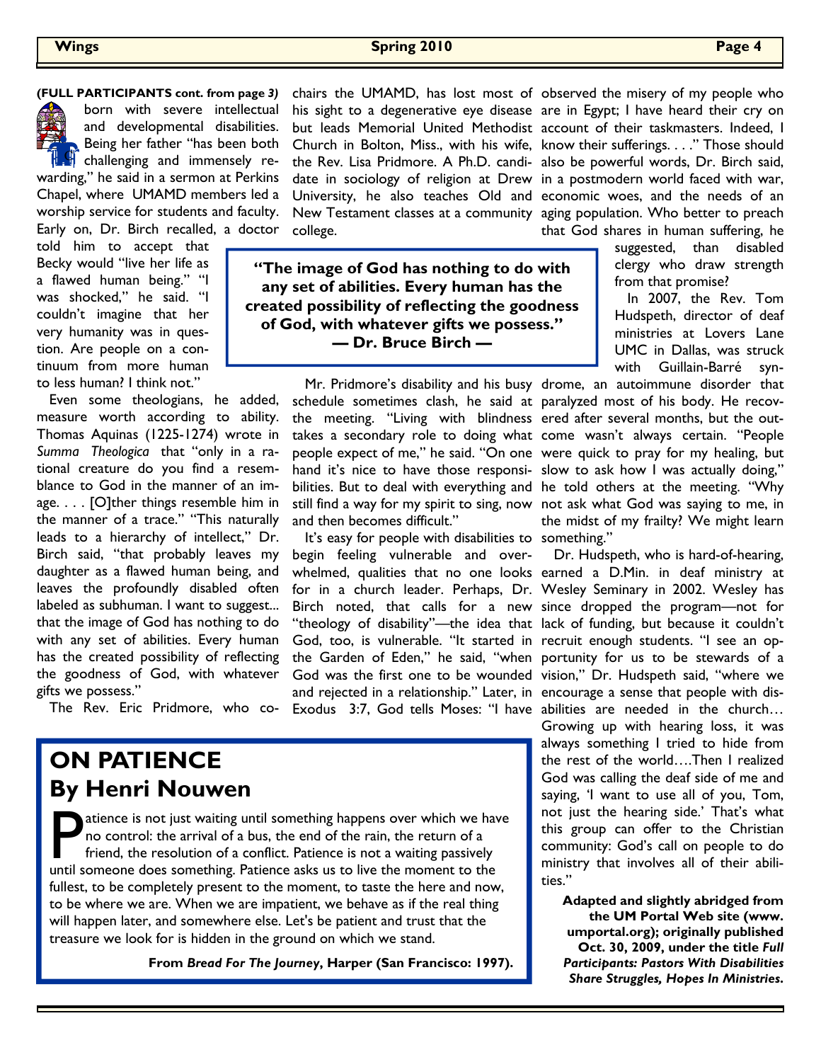**(FULL PARTICIPANTS cont. from page *3*)**

born with severe intellectual and developmental disabilities. Being her father "has been both challenging and immensely rewarding," he said in a sermon at Perkins Chapel, where UMAMD members led a worship service for students and faculty. Early on, Dr. Birch recalled, a doctor told him to accept that Becky would "live her life as a flawed human being." "I was shocked," he said. "I couldn't imagine that her very humanity was in question. Are people on a continuum from more human to less human? I think not."

Even some theologians, he added, measure worth according to ability. Thomas Aquinas (1225-1274) wrote in *Summa Theologica* that "only in a rational creature do you find a resemblance to God in the manner of an image. . . . [O]ther things resemble him in the manner of a trace." "This naturally leads to a hierarchy of intellect," Dr. Birch said, "that probably leaves my daughter as a flawed human being, and leaves the profoundly disabled often labeled as subhuman. I want to suggest... that the image of God has nothing to do with any set of abilities. Every human has the created possibility of reflecting the goodness of God, with whatever gifts we possess."

The Rev. Eric Pridmore, who co-chairs the UMAMD, has lost most of his sight to a degenerative eye disease but leads Memorial United Methodist Church in Bolton, Miss., with his wife, the Rev. Lisa Pridmore. A Ph.D. candidate in sociology of religion at Drew University, he also teaches Old and New Testament classes at a community college.

> **"The image of God has nothing to do with any set of abilities. Every human has the created possibility of reflecting the goodness of God, with whatever gifts we possess."**
> **— Dr. Bruce Birch —**

Mr. Pridmore's disability and his busy schedule sometimes clash, he said at the meeting. "Living with blindness takes a secondary role to doing what people expect of me," he said. "On one hand it's nice to have those responsibilities. But to deal with everything and still find a way for my spirit to sing, now and then becomes difficult."

It's easy for people with disabilities to begin feeling vulnerable and overwhelmed, qualities that no one looks for in a church leader. Perhaps, Dr. Birch noted, that calls for a new "theology of disability"—the idea that God, too, is vulnerable. "It started in the Garden of Eden," he said, "when God was the first one to be wounded and rejected in a relationship." Later, in Exodus 3:7, God tells Moses: "I have observed the misery of my people who are in Egypt; I have heard their cry on account of their taskmasters. Indeed, I know their sufferings. . . ." Those should also be powerful words, Dr. Birch said, in a postmodern world faced with war, economic woes, and the needs of an aging population. Who better to preach that God shares in human suffering, he suggested, than disabled clergy who draw strength from that promise?

In 2007, the Rev. Tom Hudspeth, director of deaf ministries at Lovers Lane UMC in Dallas, was struck with Guillain-Barré syndrome, an autoimmune disorder that paralyzed most of his body. He recovered after several months, but the outcome wasn't always certain. "People were quick to pray for my healing, but slow to ask how I was actually doing," he told others at the meeting. "Why not ask what God was saying to me, in the midst of my frailty? We might learn something."

Dr. Hudspeth, who is hard-of-hearing, earned a D.Min. in deaf ministry at Wesley Seminary in 2002. Wesley has since dropped the program—not for lack of funding, but because it couldn't recruit enough students. "I see an opportunity for us to be stewards of a vision," Dr. Hudspeth said, "where we encourage a sense that people with disabilities are needed in the church… Growing up with hearing loss, it was always something I tried to hide from the rest of the world….Then I realized God was calling the deaf side of me and saying, 'I want to use all of you, Tom, not just the hearing side.' That's what this group can offer to the Christian community: God's call on people to do ministry that involves all of their abilities."

**Adapted and slightly abridged from the UM Portal Web site (www.umportal.org); originally published Oct. 30, 2009, under the title *Full Participants: Pastors With Disabilities Share Struggles, Hopes In Ministries*.**

## ON PATIENCE
## By Henri Nouwen

Patience is not just waiting until something happens over which we have no control: the arrival of a bus, the end of the rain, the return of a friend, the resolution of a conflict. Patience is not a waiting passively until someone does something. Patience asks us to live the moment to the fullest, to be completely present to the moment, to taste the here and now, to be where we are. When we are impatient, we behave as if the real thing will happen later, and somewhere else. Let's be patient and trust that the treasure we look for is hidden in the ground on which we stand.

**From *Bread For The Journey*, Harper (San Francisco: 1997).**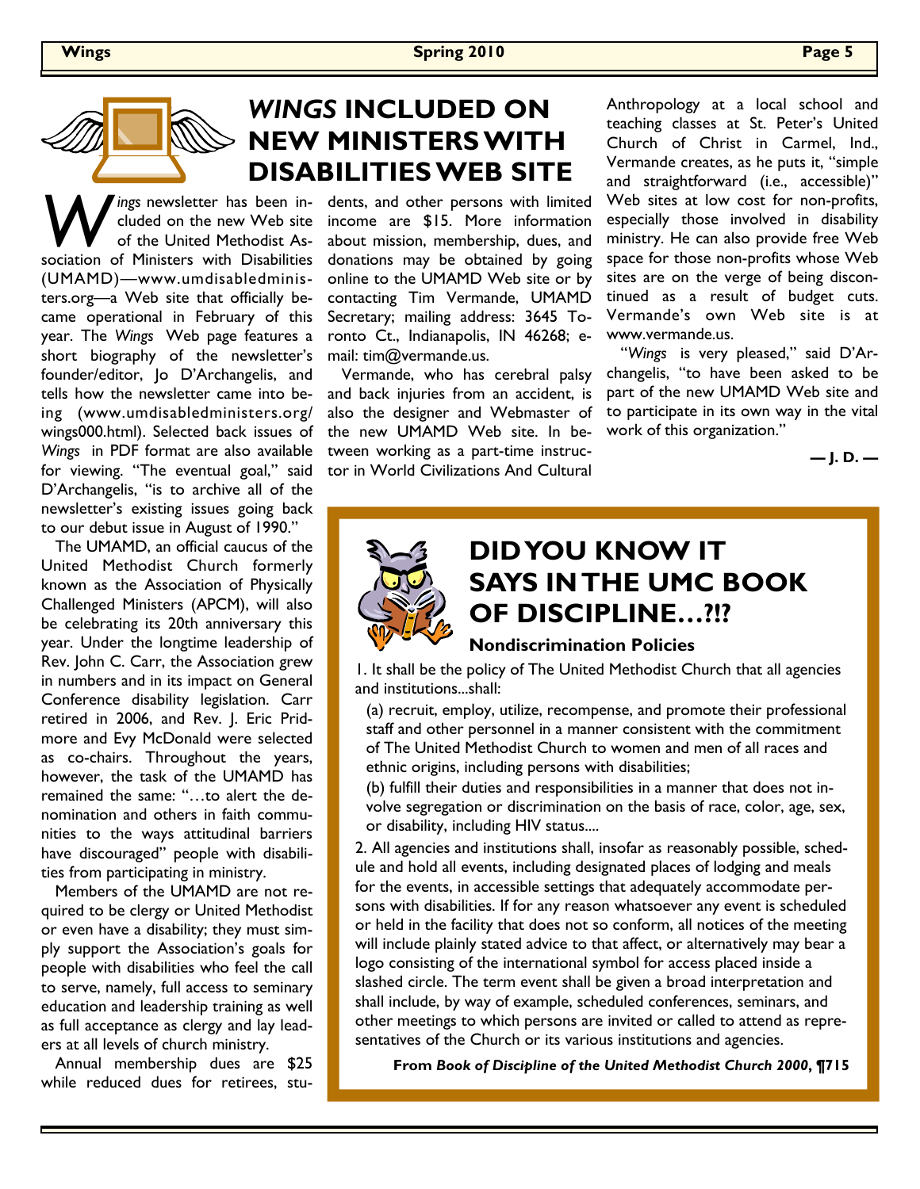## *WINGS* INCLUDED ON NEW MINISTERS WITH DISABILITIES WEB SITE

*Wings* newsletter has been included on the new Web site of the United Methodist Association of Ministers with Disabilities (UMAMD)—www.umdisabledministers.org—a Web site that officially became operational in February of this year. The *Wings* Web page features a short biography of the newsletter's founder/editor, Jo D'Archangelis, and tells how the newsletter came into being (www.umdisabledministers.org/wings000.html). Selected back issues of *Wings* in PDF format are also available for viewing. "The eventual goal," said D'Archangelis, "is to archive all of the newsletter's existing issues going back to our debut issue in August of 1990."

The UMAMD, an official caucus of the United Methodist Church formerly known as the Association of Physically Challenged Ministers (APCM), will also be celebrating its 20th anniversary this year. Under the longtime leadership of Rev. John C. Carr, the Association grew in numbers and in its impact on General Conference disability legislation. Carr retired in 2006, and Rev. J. Eric Pridmore and Evy McDonald were selected as co-chairs. Throughout the years, however, the task of the UMAMD has remained the same: "…to alert the denomination and others in faith communities to the ways attitudinal barriers have discouraged" people with disabilities from participating in ministry.

Members of the UMAMD are not required to be clergy or United Methodist or even have a disability; they must simply support the Association's goals for people with disabilities who feel the call to serve, namely, full access to seminary education and leadership training as well as full acceptance as clergy and lay leaders at all levels of church ministry.

Annual membership dues are $25 while reduced dues for retirees, students, and other persons with limited income are $15. More information about mission, membership, dues, and donations may be obtained by going online to the UMAMD Web site or by contacting Tim Vermande, UMAMD Secretary; mailing address: 3645 Toronto Ct., Indianapolis, IN 46268; e-mail: tim@vermande.us.

Vermande, who has cerebral palsy and back injuries from an accident, is also the designer and Webmaster of the new UMAMD Web site. In between working as a part-time instructor in World Civilizations And Cultural Anthropology at a local school and teaching classes at St. Peter's United Church of Christ in Carmel, Ind., Vermande creates, as he puts it, "simple and straightforward (i.e., accessible)" Web sites at low cost for non-profits, especially those involved in disability ministry. He can also provide free Web space for those non-profits whose Web sites are on the verge of being discontinued as a result of budget cuts. Vermande's own Web site is at www.vermande.us.

"*Wings* is very pleased," said D'Archangelis, "to have been asked to be part of the new UMAMD Web site and to participate in its own way in the vital work of this organization."

**— J. D. —**

## DID YOU KNOW IT SAYS IN THE UMC BOOK OF DISCIPLINE…?!?

### Nondiscrimination Policies

1. It shall be the policy of The United Methodist Church that all agencies and institutions...shall:

(a) recruit, employ, utilize, recompense, and promote their professional staff and other personnel in a manner consistent with the commitment of The United Methodist Church to women and men of all races and ethnic origins, including persons with disabilities;

(b) fulfill their duties and responsibilities in a manner that does not involve segregation or discrimination on the basis of race, color, age, sex, or disability, including HIV status....

2. All agencies and institutions shall, insofar as reasonably possible, schedule and hold all events, including designated places of lodging and meals for the events, in accessible settings that adequately accommodate persons with disabilities. If for any reason whatsoever any event is scheduled or held in the facility that does not so conform, all notices of the meeting will include plainly stated advice to that affect, or alternatively may bear a logo consisting of the international symbol for access placed inside a slashed circle. The term event shall be given a broad interpretation and shall include, by way of example, scheduled conferences, seminars, and other meetings to which persons are invited or called to attend as representatives of the Church or its various institutions and agencies.

**From *Book of Discipline of the United Methodist Church 2000*, ¶715**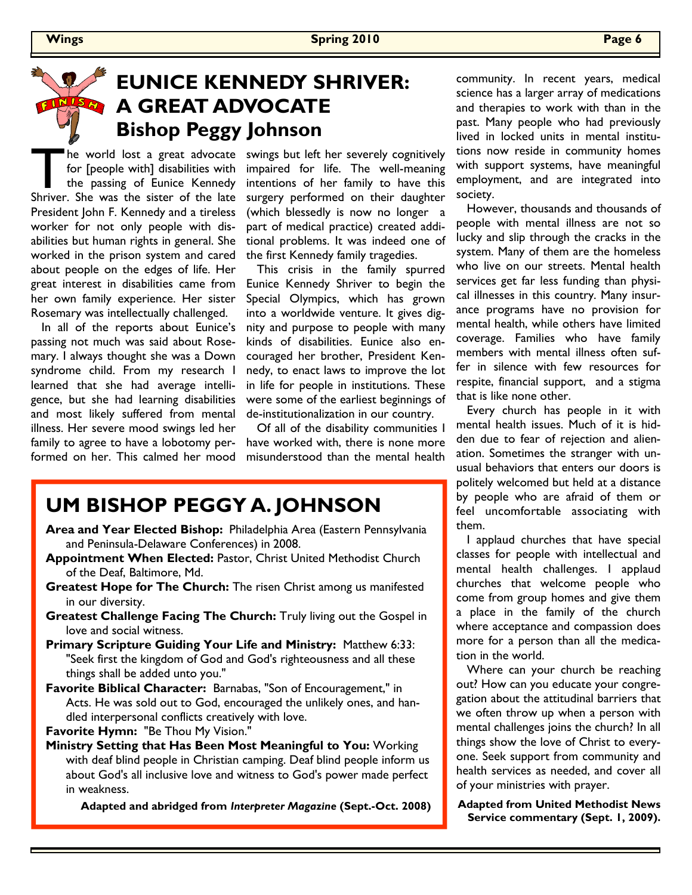# EUNICE KENNEDY SHRIVER: A GREAT ADVOCATE

## Bishop Peggy Johnson

The world lost a great advocate for [people with] disabilities with the passing of Eunice Kennedy Shriver. She was the sister of the late President John F. Kennedy and a tireless worker for not only people with disabilities but human rights in general. She worked in the prison system and cared about people on the edges of life. Her great interest in disabilities came from her own family experience. Her sister Rosemary was intellectually challenged.

In all of the reports about Eunice's passing not much was said about Rosemary. I always thought she was a Down syndrome child. From my research I learned that she had average intelligence, but she had learning disabilities and most likely suffered from mental illness. Her severe mood swings led her family to agree to have a lobotomy performed on her. This calmed her mood swings but left her severely cognitively impaired for life. The well-meaning intentions of her family to have this surgery performed on their daughter (which blessedly is now no longer a part of medical practice) created additional problems. It was indeed one of the first Kennedy family tragedies.

This crisis in the family spurred Eunice Kennedy Shriver to begin the Special Olympics, which has grown into a worldwide venture. It gives dignity and purpose to people with many kinds of disabilities. Eunice also encouraged her brother, President Kennedy, to enact laws to improve the lot in life for people in institutions. These were some of the earliest beginnings of de-institutionalization in our country.

Of all of the disability communities I have worked with, there is none more misunderstood than the mental health community. In recent years, medical science has a larger array of medications and therapies to work with than in the past. Many people who had previously lived in locked units in mental institutions now reside in community homes with support systems, have meaningful employment, and are integrated into society.

However, thousands and thousands of people with mental illness are not so lucky and slip through the cracks in the system. Many of them are the homeless who live on our streets. Mental health services get far less funding than physical illnesses in this country. Many insurance programs have no provision for mental health, while others have limited coverage. Families who have family members with mental illness often suffer in silence with few resources for respite, financial support, and a stigma that is like none other.

Every church has people in it with mental health issues. Much of it is hidden due to fear of rejection and alienation. Sometimes the stranger with unusual behaviors that enters our doors is politely welcomed but held at a distance by people who are afraid of them or feel uncomfortable associating with them.

I applaud churches that have special classes for people with intellectual and mental health challenges. I applaud churches that welcome people who come from group homes and give them a place in the family of the church where acceptance and compassion does more for a person than all the medication in the world.

Where can your church be reaching out? How can you educate your congregation about the attitudinal barriers that we often throw up when a person with mental challenges joins the church? In all things show the love of Christ to everyone. Seek support from community and health services as needed, and cover all of your ministries with prayer.

**Adapted from United Methodist News Service commentary (Sept. 1, 2009).**

## UM BISHOP PEGGY A. JOHNSON

**Area and Year Elected Bishop:** Philadelphia Area (Eastern Pennsylvania and Peninsula-Delaware Conferences) in 2008.

**Appointment When Elected:** Pastor, Christ United Methodist Church of the Deaf, Baltimore, Md.

**Greatest Hope for The Church:** The risen Christ among us manifested in our diversity.

**Greatest Challenge Facing The Church:** Truly living out the Gospel in love and social witness.

**Primary Scripture Guiding Your Life and Ministry:** Matthew 6:33: "Seek first the kingdom of God and God's righteousness and all these things shall be added unto you."

**Favorite Biblical Character:** Barnabas, "Son of Encouragement," in Acts. He was sold out to God, encouraged the unlikely ones, and handled interpersonal conflicts creatively with love.

**Favorite Hymn:** "Be Thou My Vision."

**Ministry Setting that Has Been Most Meaningful to You:** Working with deaf blind people in Christian camping. Deaf blind people inform us about God's all inclusive love and witness to God's power made perfect in weakness.

**Adapted and abridged from *Interpreter Magazine* (Sept.-Oct. 2008)**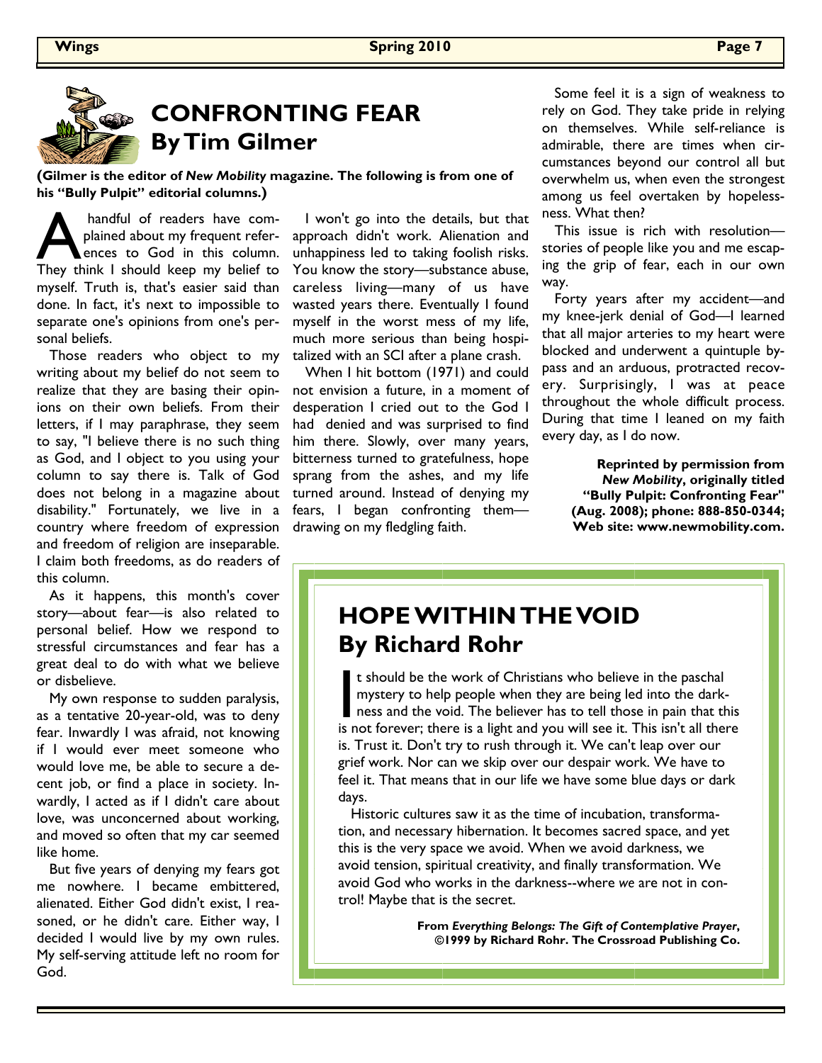# CONFRONTING FEAR
# By Tim Gilmer

**(Gilmer is the editor of *New Mobility* magazine. The following is from one of his "Bully Pulpit" editorial columns.)**

A handful of readers have complained about my frequent references to God in this column. They think I should keep my belief to myself. Truth is, that's easier said than done. In fact, it's next to impossible to separate one's opinions from one's personal beliefs.

Those readers who object to my writing about my belief do not seem to realize that they are basing their opinions on their own beliefs. From their letters, if I may paraphrase, they seem to say, "I believe there is no such thing as God, and I object to you using your column to say there is. Talk of God does not belong in a magazine about disability." Fortunately, we live in a country where freedom of expression and freedom of religion are inseparable. I claim both freedoms, as do readers of this column.

As it happens, this month's cover story—about fear—is also related to personal belief. How we respond to stressful circumstances and fear has a great deal to do with what we believe or disbelieve.

My own response to sudden paralysis, as a tentative 20-year-old, was to deny fear. Inwardly I was afraid, not knowing if I would ever meet someone who would love me, be able to secure a decent job, or find a place in society. Inwardly, I acted as if I didn't care about love, was unconcerned about working, and moved so often that my car seemed like home.

But five years of denying my fears got me nowhere. I became embittered, alienated. Either God didn't exist, I reasoned, or he didn't care. Either way, I decided I would live by my own rules. My self-serving attitude left no room for God.

I won't go into the details, but that approach didn't work. Alienation and unhappiness led to taking foolish risks. You know the story—substance abuse, careless living—many of us have wasted years there. Eventually I found myself in the worst mess of my life, much more serious than being hospitalized with an SCI after a plane crash.

When I hit bottom (1971) and could not envision a future, in a moment of desperation I cried out to the God I had denied and was surprised to find him there. Slowly, over many years, bitterness turned to gratefulness, hope sprang from the ashes, and my life turned around. Instead of denying my fears, I began confronting them—drawing on my fledgling faith.

Some feel it is a sign of weakness to rely on God. They take pride in relying on themselves. While self-reliance is admirable, there are times when circumstances beyond our control all but overwhelm us, when even the strongest among us feel overtaken by hopelessness. What then?

This issue is rich with resolution—stories of people like you and me escaping the grip of fear, each in our own way.

Forty years after my accident—and my knee-jerk denial of God—I learned that all major arteries to my heart were blocked and underwent a quintuple bypass and an arduous, protracted recovery. Surprisingly, I was at peace throughout the whole difficult process. During that time I leaned on my faith every day, as I do now.

**Reprinted by permission from *New Mobility*, originally titled "Bully Pulpit: Confronting Fear" (Aug. 2008); phone: 888-850-0344; Web site: www.newmobility.com.**

## HOPE WITHIN THE VOID
## By Richard Rohr

It should be the work of Christians who believe in the paschal mystery to help people when they are being led into the darkness and the void. The believer has to tell those in pain that this is not forever; there is a light and you will see it. This isn't all there is. Trust it. Don't try to rush through it. We can't leap over our grief work. Nor can we skip over our despair work. We have to feel it. That means that in our life we have some blue days or dark days.

Historic cultures saw it as the time of incubation, transformation, and necessary hibernation. It becomes sacred space, and yet this is the very space we avoid. When we avoid darkness, we avoid tension, spiritual creativity, and finally transformation. We avoid God who works in the darkness--where *we* are not in control! Maybe that is the secret.

**From *Everything Belongs: The Gift of Contemplative Prayer*, ©1999 by Richard Rohr. The Crossroad Publishing Co.**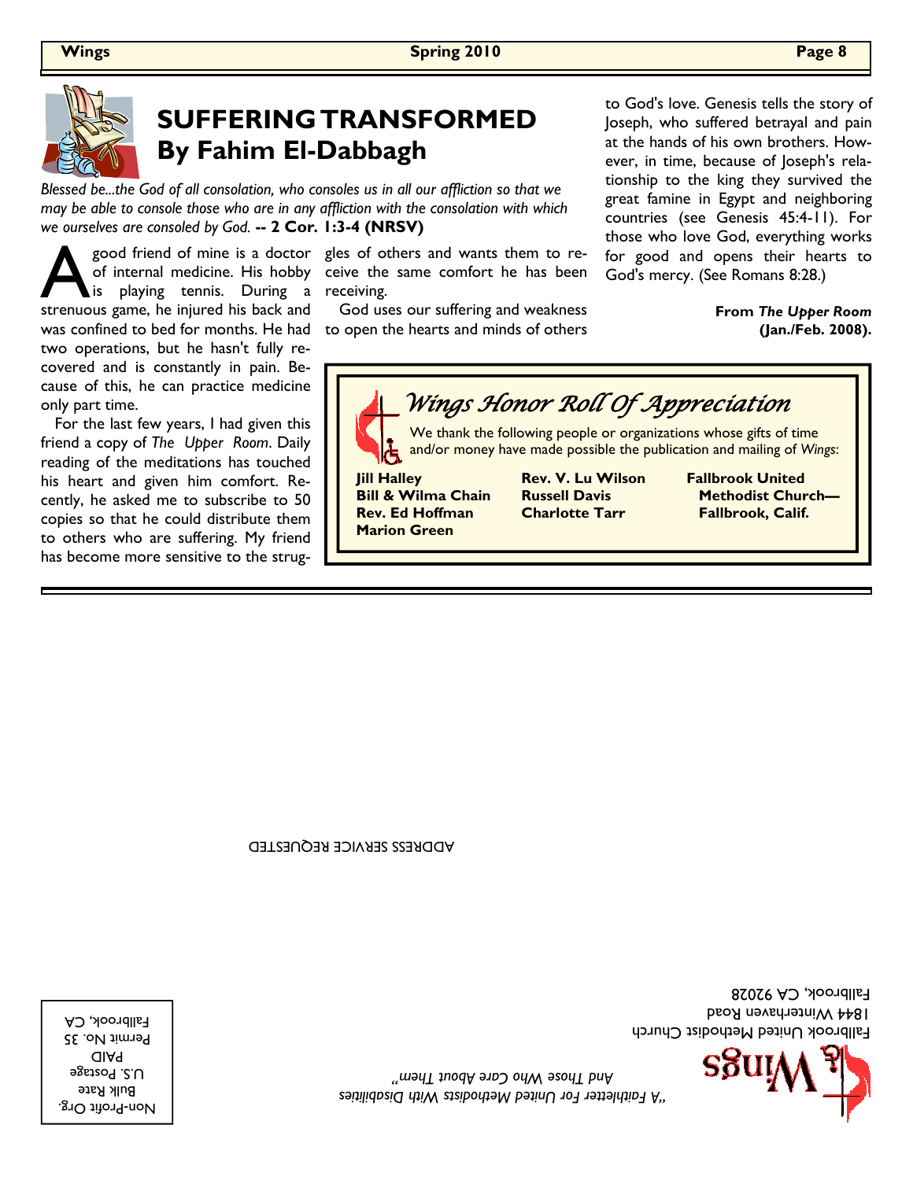# SUFFERING TRANSFORMED
## By Fahim El-Dabbagh

*Blessed be...the God of all consolation, who consoles us in all our affliction so that we may be able to console those who are in any affliction with the consolation with which we ourselves are consoled by God.* **-- 2 Cor. 1:3-4 (NRSV)**

A good friend of mine is a doctor of internal medicine. His hobby is playing tennis. During a strenuous game, he injured his back and was confined to bed for months. He had two operations, but he hasn't fully recovered and is constantly in pain. Because of this, he can practice medicine only part time.

For the last few years, I had given this friend a copy of *The Upper Room*. Daily reading of the meditations has touched his heart and given him comfort. Recently, he asked me to subscribe to 50 copies so that he could distribute them to others who are suffering. My friend has become more sensitive to the struggles of others and wants them to receive the same comfort he has been receiving.

God uses our suffering and weakness to open the hearts and minds of others to God's love. Genesis tells the story of Joseph, who suffered betrayal and pain at the hands of his own brothers. However, in time, because of Joseph's relationship to the king they survived the great famine in Egypt and neighboring countries (see Genesis 45:4-11). For those who love God, everything works for good and opens their hearts to God's mercy. (See Romans 8:28.)

**From *The Upper Room* (Jan./Feb. 2008).**

## *Wings Honor Roll Of Appreciation*

We thank the following people or organizations whose gifts of time and/or money have made possible the publication and mailing of *Wings*:

**Jill Halley**
**Bill & Wilma Chain**
**Rev. Ed Hoffman**
**Marion Green**
**Rev. V. Lu Wilson**
**Russell Davis**
**Charlotte Tarr**
**Fallbrook United Methodist Church—Fallbrook, Calif.**

ADDRESS SERVICE REQUESTED

Wings

*"A Faithletter For United Methodists With Disabilities And Those Who Care About Them"*

Fallbrook United Methodist Church
1844 Winterhaven Road
Fallbrook, CA 92028

Non-Profit Org.
Bulk Rate
U.S. Postage
PAID
Permit No. 35
Fallbrook, CA